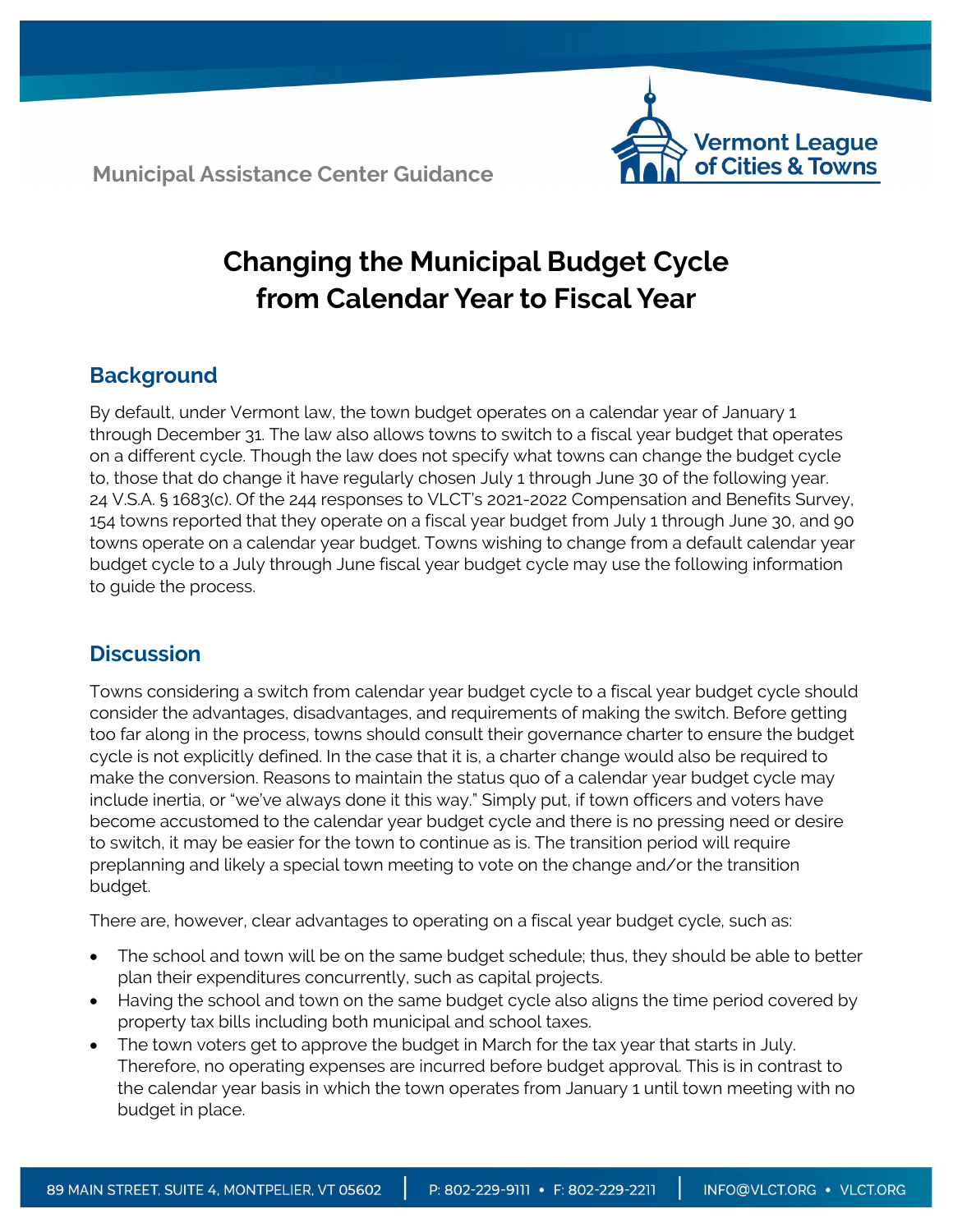Municipal Assistance Center Guidance

Vermont League of Cities & Towns

# Changing the Municipal Budget Cycle from Calendar Year to Fiscal Year

## Background

By default, under Vermont law, the town budget operates on a calendar year of January 1 through December 31. The law also allows towns to switch to a fiscal year budget that operates on a different cycle. Though the law does not specify what towns can change the budget cycle to, those that do change it have regularly chosen July 1 through June 30 of the following year. 24 V.S.A. § 1683(c). Of the 244 responses to VLCT's 2021-2022 Compensation and Benefits Survey, 154 towns reported that they operate on a fiscal year budget from July 1 through June 30, and 90 towns operate on a calendar year budget. Towns wishing to change from a default calendar year budget cycle to a July through June fiscal year budget cycle may use the following information to guide the process.

## Discussion

Towns considering a switch from calendar year budget cycle to a fiscal year budget cycle should consider the advantages, disadvantages, and requirements of making the switch. Before getting too far along in the process, towns should consult their governance charter to ensure the budget cycle is not explicitly defined. In the case that it is, a charter change would also be required to make the conversion. Reasons to maintain the status quo of a calendar year budget cycle may include inertia, or "we've always done it this way." Simply put, if town officers and voters have become accustomed to the calendar year budget cycle and there is no pressing need or desire to switch, it may be easier for the town to continue as is. The transition period will require preplanning and likely a special town meeting to vote on the change and/or the transition budget.

There are, however, clear advantages to operating on a fiscal year budget cycle, such as:

- The school and town will be on the same budget schedule; thus, they should be able to better plan their expenditures concurrently, such as capital projects.
- Having the school and town on the same budget cycle also aligns the time period covered by property tax bills including both municipal and school taxes.
- The town voters get to approve the budget in March for the tax year that starts in July. Therefore, no operating expenses are incurred before budget approval. This is in contrast to the calendar year basis in which the town operates from January 1 until town meeting with no budget in place.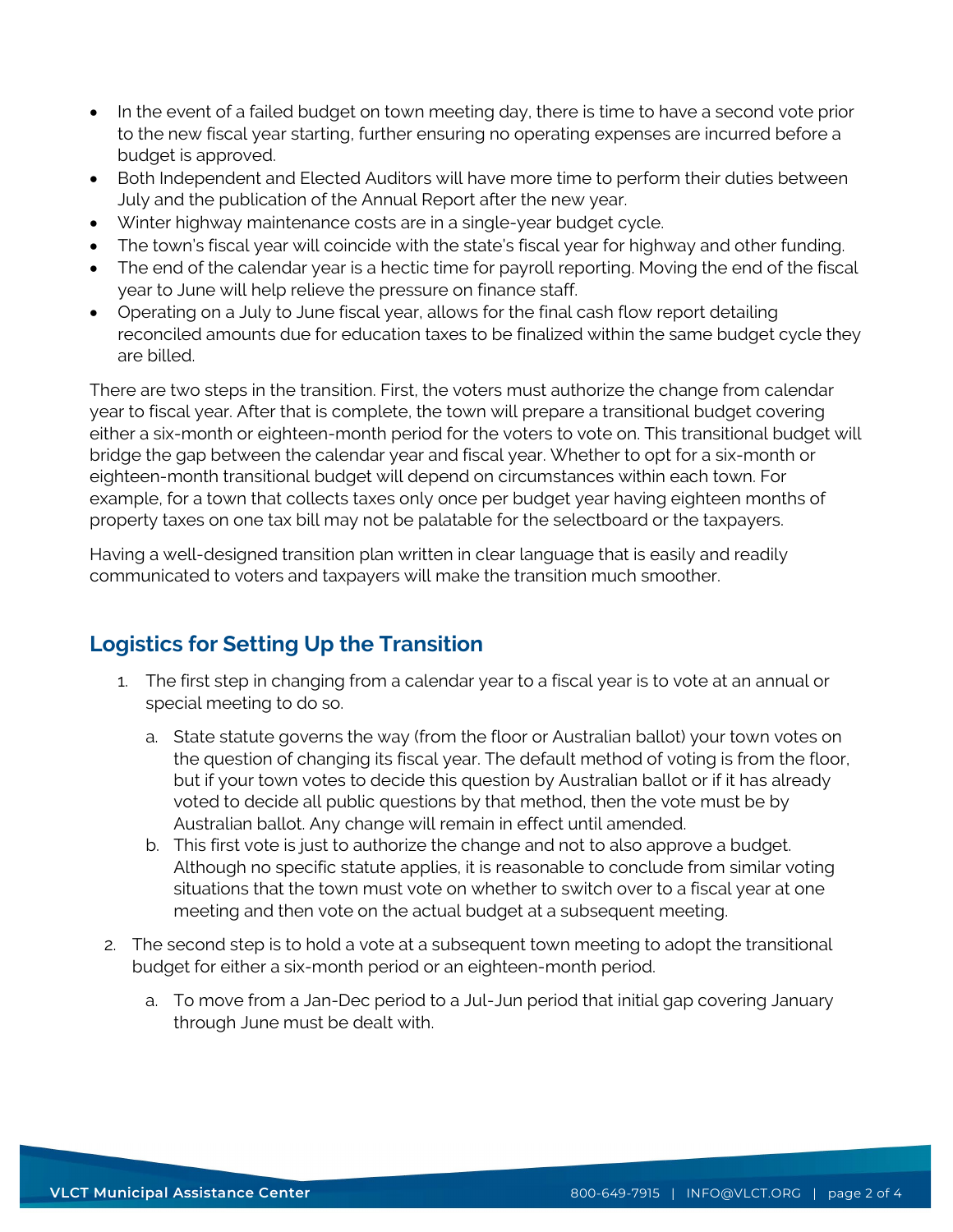- In the event of a failed budget on town meeting day, there is time to have a second vote prior to the new fiscal year starting, further ensuring no operating expenses are incurred before a budget is approved.
- Both Independent and Elected Auditors will have more time to perform their duties between July and the publication of the Annual Report after the new year.
- Winter highway maintenance costs are in a single-year budget cycle.
- The town's fiscal year will coincide with the state's fiscal year for highway and other funding.
- The end of the calendar year is a hectic time for payroll reporting. Moving the end of the fiscal year to June will help relieve the pressure on finance staff.
- Operating on a July to June fiscal year, allows for the final cash flow report detailing reconciled amounts due for education taxes to be finalized within the same budget cycle they are billed.

There are two steps in the transition. First, the voters must authorize the change from calendar year to fiscal year. After that is complete, the town will prepare a transitional budget covering either a six-month or eighteen-month period for the voters to vote on. This transitional budget will bridge the gap between the calendar year and fiscal year. Whether to opt for a six-month or eighteen-month transitional budget will depend on circumstances within each town. For example, for a town that collects taxes only once per budget year having eighteen months of property taxes on one tax bill may not be palatable for the selectboard or the taxpayers.

Having a well-designed transition plan written in clear language that is easily and readily communicated to voters and taxpayers will make the transition much smoother.

## Logistics for Setting Up the Transition

1. The first step in changing from a calendar year to a fiscal year is to vote at an annual or special meeting to do so.
   a. State statute governs the way (from the floor or Australian ballot) your town votes on the question of changing its fiscal year. The default method of voting is from the floor, but if your town votes to decide this question by Australian ballot or if it has already voted to decide all public questions by that method, then the vote must be by Australian ballot. Any change will remain in effect until amended.
   b. This first vote is just to authorize the change and not to also approve a budget. Although no specific statute applies, it is reasonable to conclude from similar voting situations that the town must vote on whether to switch over to a fiscal year at one meeting and then vote on the actual budget at a subsequent meeting.
2. The second step is to hold a vote at a subsequent town meeting to adopt the transitional budget for either a six-month period or an eighteen-month period.
   a. To move from a Jan-Dec period to a Jul-Jun period that initial gap covering January through June must be dealt with.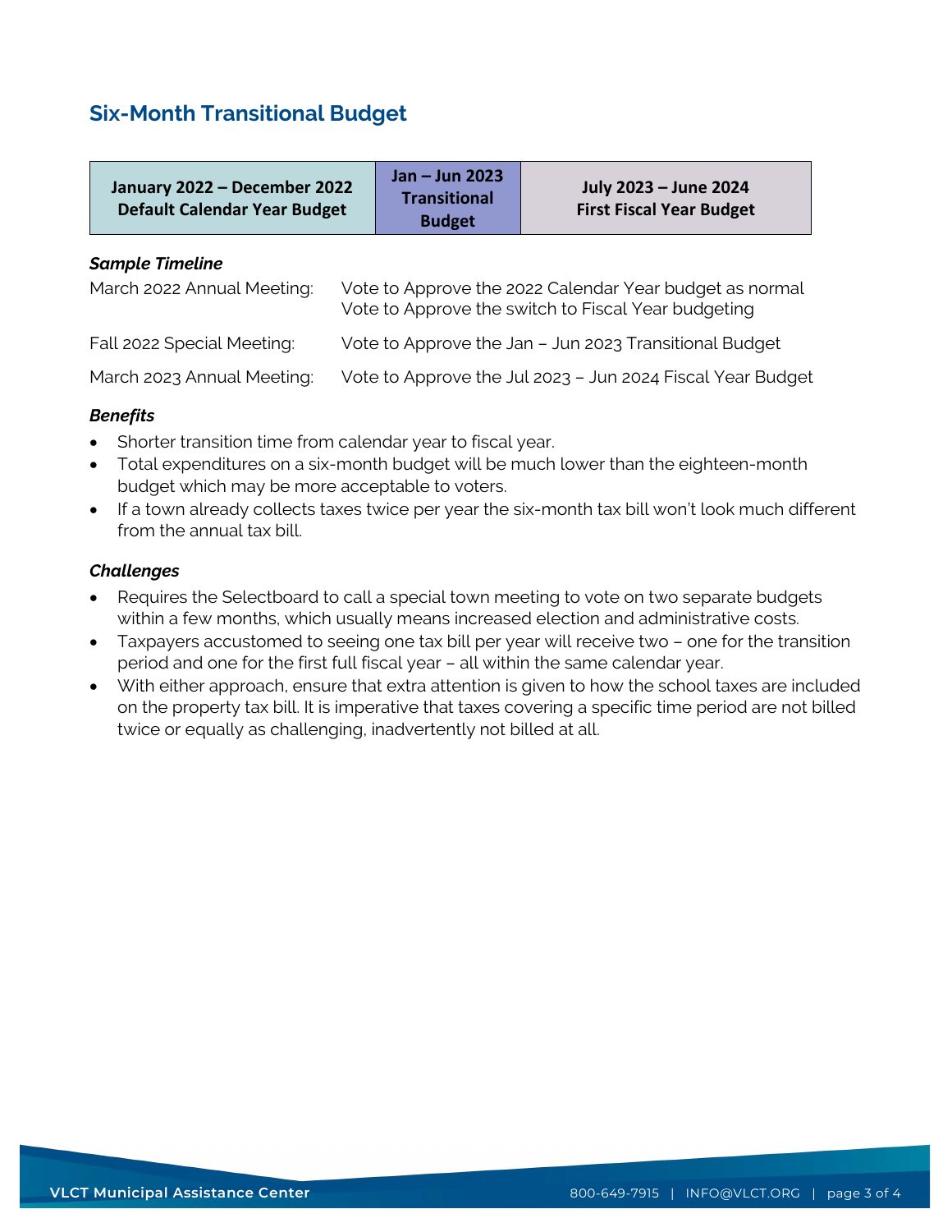## Six-Month Transitional Budget

| January 2022 – December 2022 Default Calendar Year Budget | Jan – Jun 2023 Transitional Budget | July 2023 – June 2024 First Fiscal Year Budget |
|---|---|---|

***Sample Timeline***

| | |
|---|---|
| March 2022 Annual Meeting: | Vote to Approve the 2022 Calendar Year budget as normal<br>Vote to Approve the switch to Fiscal Year budgeting |
| Fall 2022 Special Meeting: | Vote to Approve the Jan – Jun 2023 Transitional Budget |
| March 2023 Annual Meeting: | Vote to Approve the Jul 2023 – Jun 2024 Fiscal Year Budget |

***Benefits***

- Shorter transition time from calendar year to fiscal year.
- Total expenditures on a six-month budget will be much lower than the eighteen-month budget which may be more acceptable to voters.
- If a town already collects taxes twice per year the six-month tax bill won't look much different from the annual tax bill.

***Challenges***

- Requires the Selectboard to call a special town meeting to vote on two separate budgets within a few months, which usually means increased election and administrative costs.
- Taxpayers accustomed to seeing one tax bill per year will receive two – one for the transition period and one for the first full fiscal year – all within the same calendar year.
- With either approach, ensure that extra attention is given to how the school taxes are included on the property tax bill. It is imperative that taxes covering a specific time period are not billed twice or equally as challenging, inadvertently not billed at all.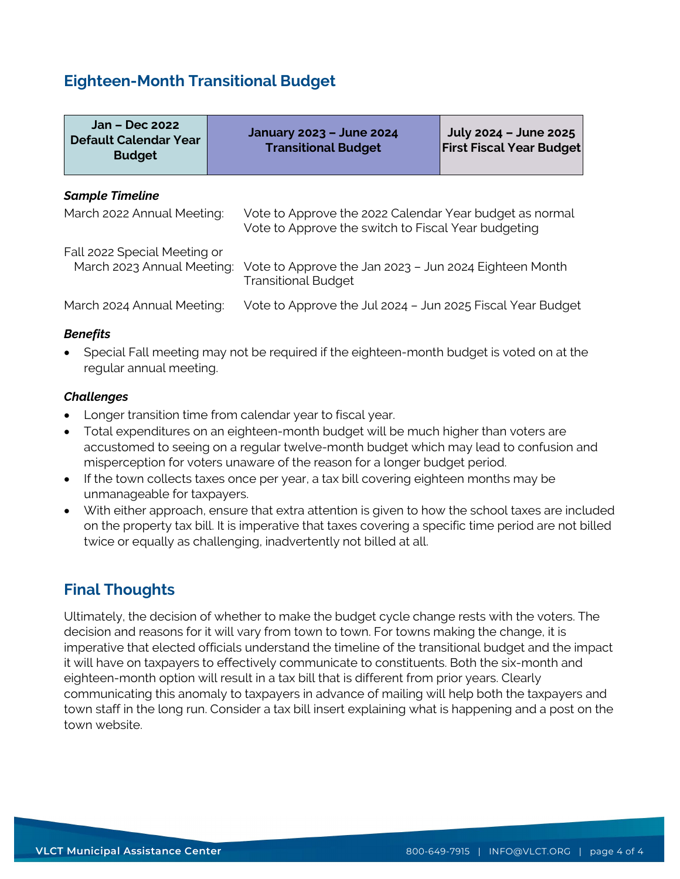## Eighteen-Month Transitional Budget

| Jan – Dec 2022 Default Calendar Year Budget | January 2023 – June 2024 Transitional Budget | July 2024 – June 2025 First Fiscal Year Budget |
|---|---|---|

***Sample Timeline***

| | |
|---|---|
| March 2022 Annual Meeting: | Vote to Approve the 2022 Calendar Year budget as normal<br>Vote to Approve the switch to Fiscal Year budgeting |
| Fall 2022 Special Meeting or March 2023 Annual Meeting: | Vote to Approve the Jan 2023 – Jun 2024 Eighteen Month Transitional Budget |
| March 2024 Annual Meeting: | Vote to Approve the Jul 2024 – Jun 2025 Fiscal Year Budget |

***Benefits***

- Special Fall meeting may not be required if the eighteen-month budget is voted on at the regular annual meeting.

***Challenges***

- Longer transition time from calendar year to fiscal year.
- Total expenditures on an eighteen-month budget will be much higher than voters are accustomed to seeing on a regular twelve-month budget which may lead to confusion and misperception for voters unaware of the reason for a longer budget period.
- If the town collects taxes once per year, a tax bill covering eighteen months may be unmanageable for taxpayers.
- With either approach, ensure that extra attention is given to how the school taxes are included on the property tax bill. It is imperative that taxes covering a specific time period are not billed twice or equally as challenging, inadvertently not billed at all.

## Final Thoughts

Ultimately, the decision of whether to make the budget cycle change rests with the voters. The decision and reasons for it will vary from town to town. For towns making the change, it is imperative that elected officials understand the timeline of the transitional budget and the impact it will have on taxpayers to effectively communicate to constituents. Both the six-month and eighteen-month option will result in a tax bill that is different from prior years. Clearly communicating this anomaly to taxpayers in advance of mailing will help both the taxpayers and town staff in the long run. Consider a tax bill insert explaining what is happening and a post on the town website.